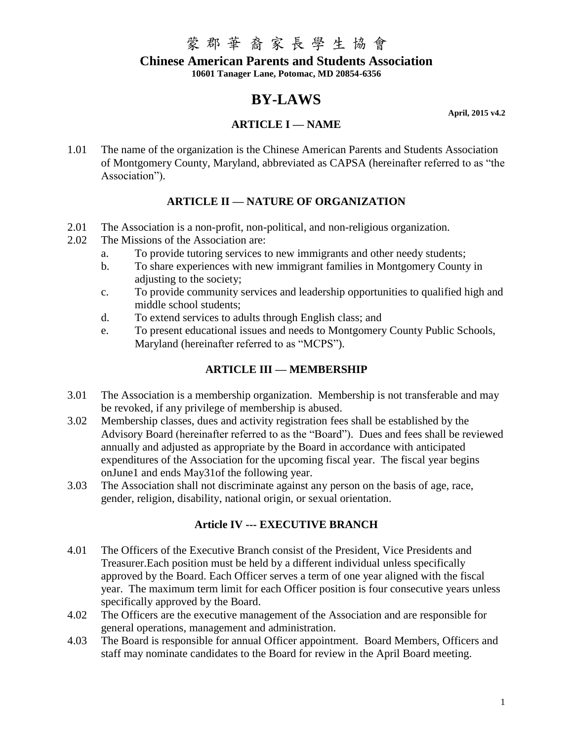# 蒙 郡 華 裔 家 長 學 生 協 會

**Chinese American Parents and Students Association**

**10601 Tanager Lane, Potomac, MD 20854-6356**

# BY-LAWS

**April, 2015 v4.2**

## ARTICLE I — NAME

1.01 The name of the organization is the Chinese American Parents and Students Association of Montgomery County, Maryland, abbreviated as CAPSA (hereinafter referred to as "the Association").

## ARTICLE II — NATURE OF ORGANIZATION

2.01 The Association is a non-profit, non-political, and non-religious organization.

2.02 The Missions of the Association are:

- a. To provide tutoring services to new immigrants and other needy students;
- b. To share experiences with new immigrant families in Montgomery County in adjusting to the society;
- c. To provide community services and leadership opportunities to qualified high and middle school students;
- d. To extend services to adults through English class; and
- e. To present educational issues and needs to Montgomery County Public Schools, Maryland (hereinafter referred to as "MCPS").

## ARTICLE III — MEMBERSHIP

3.01 The Association is a membership organization. Membership is not transferable and may be revoked, if any privilege of membership is abused.

3.02 Membership classes, dues and activity registration fees shall be established by the Advisory Board (hereinafter referred to as the "Board"). Dues and fees shall be reviewed annually and adjusted as appropriate by the Board in accordance with anticipated expenditures of the Association for the upcoming fiscal year. The fiscal year begins onJune1 and ends May31of the following year.

3.03 The Association shall not discriminate against any person on the basis of age, race, gender, religion, disability, national origin, or sexual orientation.

## Article IV --- EXECUTIVE BRANCH

4.01 The Officers of the Executive Branch consist of the President, Vice Presidents and Treasurer.Each position must be held by a different individual unless specifically approved by the Board. Each Officer serves a term of one year aligned with the fiscal year. The maximum term limit for each Officer position is four consecutive years unless specifically approved by the Board.

4.02 The Officers are the executive management of the Association and are responsible for general operations, management and administration.

4.03 The Board is responsible for annual Officer appointment. Board Members, Officers and staff may nominate candidates to the Board for review in the April Board meeting.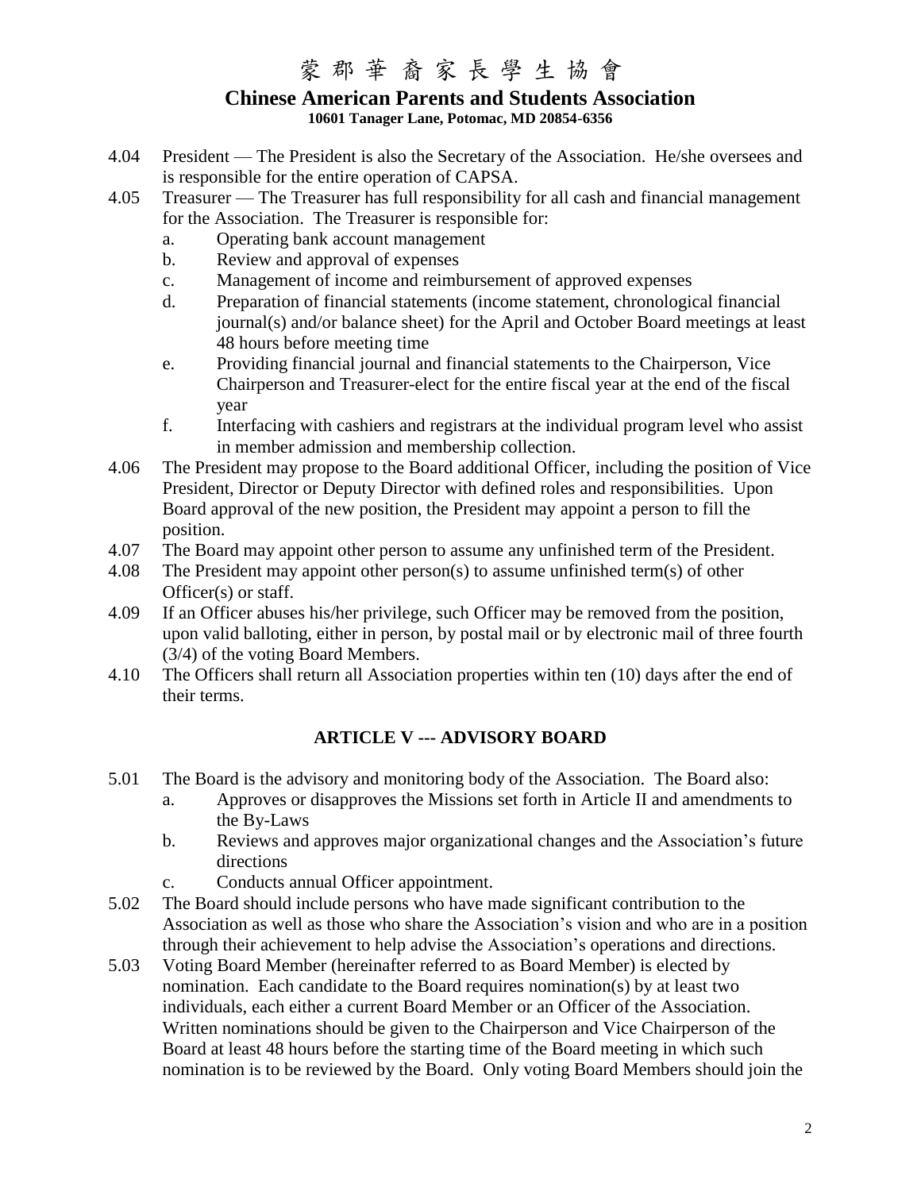4.04 President — The President is also the Secretary of the Association. He/she oversees and is responsible for the entire operation of CAPSA.

4.05 Treasurer — The Treasurer has full responsibility for all cash and financial management for the Association. The Treasurer is responsible for:

  a. Operating bank account management
  b. Review and approval of expenses
  c. Management of income and reimbursement of approved expenses
  d. Preparation of financial statements (income statement, chronological financial journal(s) and/or balance sheet) for the April and October Board meetings at least 48 hours before meeting time
  e. Providing financial journal and financial statements to the Chairperson, Vice Chairperson and Treasurer-elect for the entire fiscal year at the end of the fiscal year
  f. Interfacing with cashiers and registrars at the individual program level who assist in member admission and membership collection.

4.06 The President may propose to the Board additional Officer, including the position of Vice President, Director or Deputy Director with defined roles and responsibilities. Upon Board approval of the new position, the President may appoint a person to fill the position.

4.07 The Board may appoint other person to assume any unfinished term of the President.

4.08 The President may appoint other person(s) to assume unfinished term(s) of other Officer(s) or staff.

4.09 If an Officer abuses his/her privilege, such Officer may be removed from the position, upon valid balloting, either in person, by postal mail or by electronic mail of three fourth (3/4) of the voting Board Members.

4.10 The Officers shall return all Association properties within ten (10) days after the end of their terms.

## ARTICLE V --- ADVISORY BOARD

5.01 The Board is the advisory and monitoring body of the Association. The Board also:

  a. Approves or disapproves the Missions set forth in Article II and amendments to the By-Laws
  b. Reviews and approves major organizational changes and the Association's future directions
  c. Conducts annual Officer appointment.

5.02 The Board should include persons who have made significant contribution to the Association as well as those who share the Association's vision and who are in a position through their achievement to help advise the Association's operations and directions.

5.03 Voting Board Member (hereinafter referred to as Board Member) is elected by nomination. Each candidate to the Board requires nomination(s) by at least two individuals, each either a current Board Member or an Officer of the Association. Written nominations should be given to the Chairperson and Vice Chairperson of the Board at least 48 hours before the starting time of the Board meeting in which such nomination is to be reviewed by the Board. Only voting Board Members should join the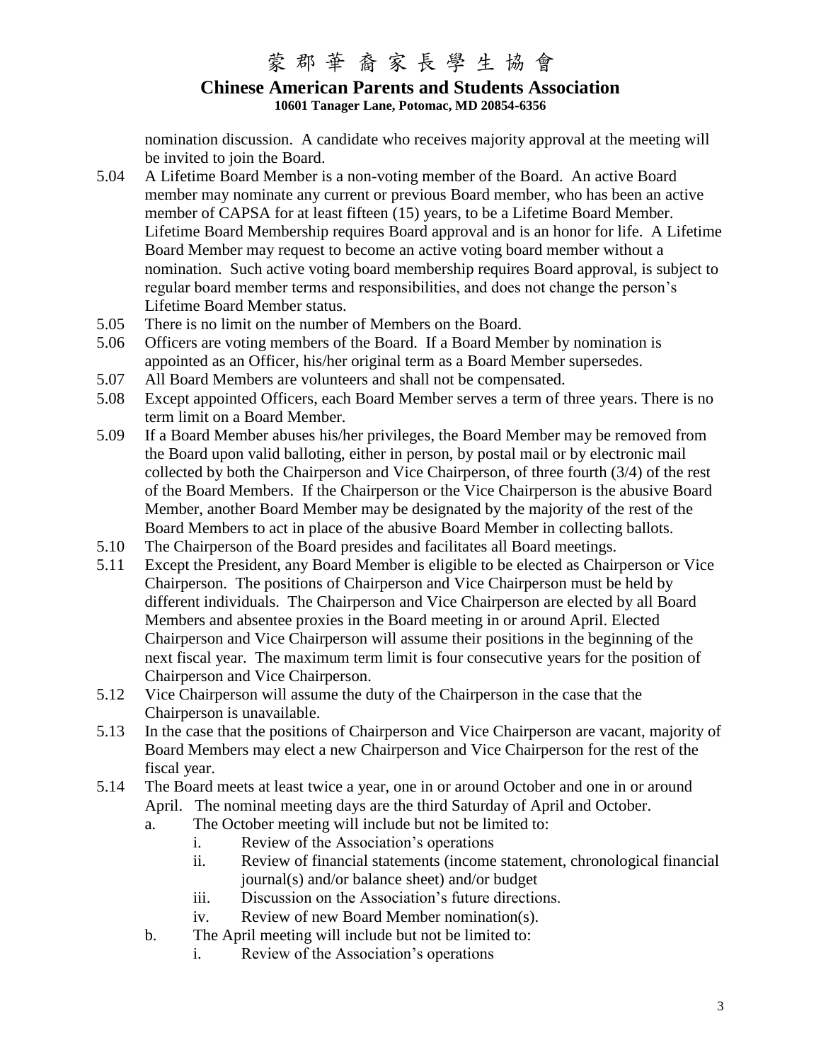nomination discussion. A candidate who receives majority approval at the meeting will be invited to join the Board.

5.04 A Lifetime Board Member is a non-voting member of the Board. An active Board member may nominate any current or previous Board member, who has been an active member of CAPSA for at least fifteen (15) years, to be a Lifetime Board Member. Lifetime Board Membership requires Board approval and is an honor for life. A Lifetime Board Member may request to become an active voting board member without a nomination. Such active voting board membership requires Board approval, is subject to regular board member terms and responsibilities, and does not change the person's Lifetime Board Member status.

5.05 There is no limit on the number of Members on the Board.

5.06 Officers are voting members of the Board. If a Board Member by nomination is appointed as an Officer, his/her original term as a Board Member supersedes.

5.07 All Board Members are volunteers and shall not be compensated.

5.08 Except appointed Officers, each Board Member serves a term of three years. There is no term limit on a Board Member.

5.09 If a Board Member abuses his/her privileges, the Board Member may be removed from the Board upon valid balloting, either in person, by postal mail or by electronic mail collected by both the Chairperson and Vice Chairperson, of three fourth (3/4) of the rest of the Board Members. If the Chairperson or the Vice Chairperson is the abusive Board Member, another Board Member may be designated by the majority of the rest of the Board Members to act in place of the abusive Board Member in collecting ballots.

5.10 The Chairperson of the Board presides and facilitates all Board meetings.

5.11 Except the President, any Board Member is eligible to be elected as Chairperson or Vice Chairperson. The positions of Chairperson and Vice Chairperson must be held by different individuals. The Chairperson and Vice Chairperson are elected by all Board Members and absentee proxies in the Board meeting in or around April. Elected Chairperson and Vice Chairperson will assume their positions in the beginning of the next fiscal year. The maximum term limit is four consecutive years for the position of Chairperson and Vice Chairperson.

5.12 Vice Chairperson will assume the duty of the Chairperson in the case that the Chairperson is unavailable.

5.13 In the case that the positions of Chairperson and Vice Chairperson are vacant, majority of Board Members may elect a new Chairperson and Vice Chairperson for the rest of the fiscal year.

5.14 The Board meets at least twice a year, one in or around October and one in or around April. The nominal meeting days are the third Saturday of April and October.

- a. The October meeting will include but not be limited to:
  - i. Review of the Association's operations
  - ii. Review of financial statements (income statement, chronological financial journal(s) and/or balance sheet) and/or budget
  - iii. Discussion on the Association's future directions.
  - iv. Review of new Board Member nomination(s).
- b. The April meeting will include but not be limited to:
  - i. Review of the Association's operations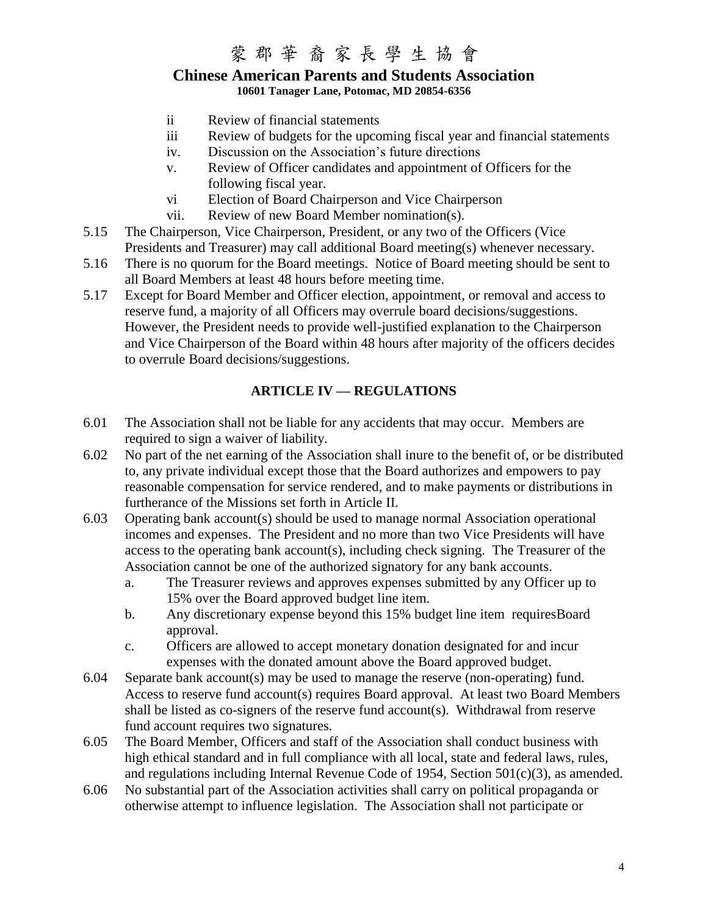ii Review of financial statements

iii Review of budgets for the upcoming fiscal year and financial statements

iv. Discussion on the Association's future directions

v. Review of Officer candidates and appointment of Officers for the following fiscal year.

vi Election of Board Chairperson and Vice Chairperson

vii. Review of new Board Member nomination(s).

5.15 The Chairperson, Vice Chairperson, President, or any two of the Officers (Vice Presidents and Treasurer) may call additional Board meeting(s) whenever necessary.

5.16 There is no quorum for the Board meetings. Notice of Board meeting should be sent to all Board Members at least 48 hours before meeting time.

5.17 Except for Board Member and Officer election, appointment, or removal and access to reserve fund, a majority of all Officers may overrule board decisions/suggestions. However, the President needs to provide well-justified explanation to the Chairperson and Vice Chairperson of the Board within 48 hours after majority of the officers decides to overrule Board decisions/suggestions.

## ARTICLE IV — REGULATIONS

6.01 The Association shall not be liable for any accidents that may occur. Members are required to sign a waiver of liability.

6.02 No part of the net earning of the Association shall inure to the benefit of, or be distributed to, any private individual except those that the Board authorizes and empowers to pay reasonable compensation for service rendered, and to make payments or distributions in furtherance of the Missions set forth in Article II.

6.03 Operating bank account(s) should be used to manage normal Association operational incomes and expenses. The President and no more than two Vice Presidents will have access to the operating bank account(s), including check signing. The Treasurer of the Association cannot be one of the authorized signatory for any bank accounts.

a. The Treasurer reviews and approves expenses submitted by any Officer up to 15% over the Board approved budget line item.

b. Any discretionary expense beyond this 15% budget line item requiresBoard approval.

c. Officers are allowed to accept monetary donation designated for and incur expenses with the donated amount above the Board approved budget.

6.04 Separate bank account(s) may be used to manage the reserve (non-operating) fund. Access to reserve fund account(s) requires Board approval. At least two Board Members shall be listed as co-signers of the reserve fund account(s). Withdrawal from reserve fund account requires two signatures.

6.05 The Board Member, Officers and staff of the Association shall conduct business with high ethical standard and in full compliance with all local, state and federal laws, rules, and regulations including Internal Revenue Code of 1954, Section 501(c)(3), as amended.

6.06 No substantial part of the Association activities shall carry on political propaganda or otherwise attempt to influence legislation. The Association shall not participate or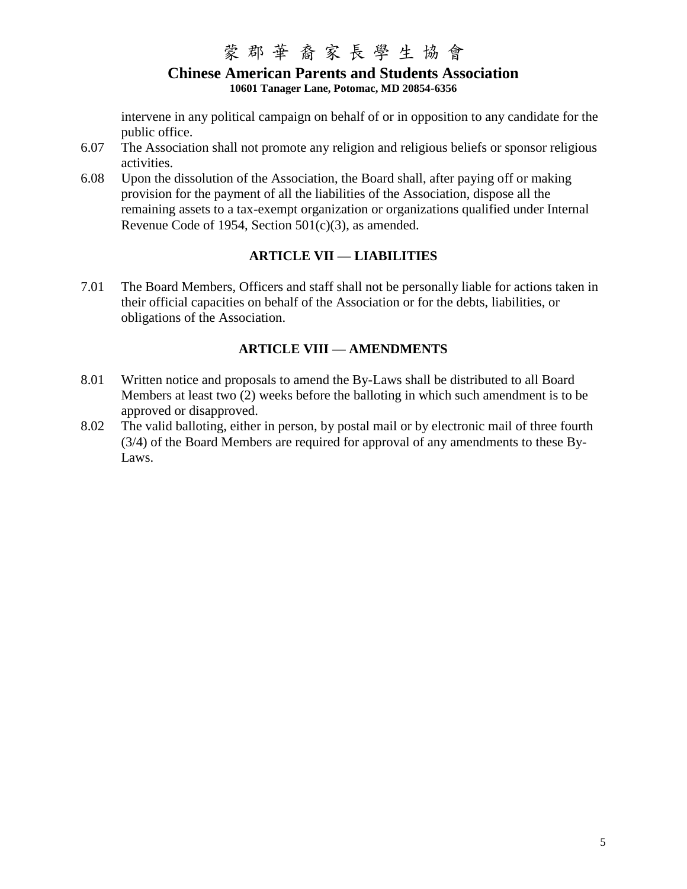intervene in any political campaign on behalf of or in opposition to any candidate for the public office.

6.07 The Association shall not promote any religion and religious beliefs or sponsor religious activities.

6.08 Upon the dissolution of the Association, the Board shall, after paying off or making provision for the payment of all the liabilities of the Association, dispose all the remaining assets to a tax-exempt organization or organizations qualified under Internal Revenue Code of 1954, Section 501(c)(3), as amended.

## ARTICLE VII — LIABILITIES

7.01 The Board Members, Officers and staff shall not be personally liable for actions taken in their official capacities on behalf of the Association or for the debts, liabilities, or obligations of the Association.

## ARTICLE VIII — AMENDMENTS

8.01 Written notice and proposals to amend the By-Laws shall be distributed to all Board Members at least two (2) weeks before the balloting in which such amendment is to be approved or disapproved.

8.02 The valid balloting, either in person, by postal mail or by electronic mail of three fourth (3/4) of the Board Members are required for approval of any amendments to these By-Laws.